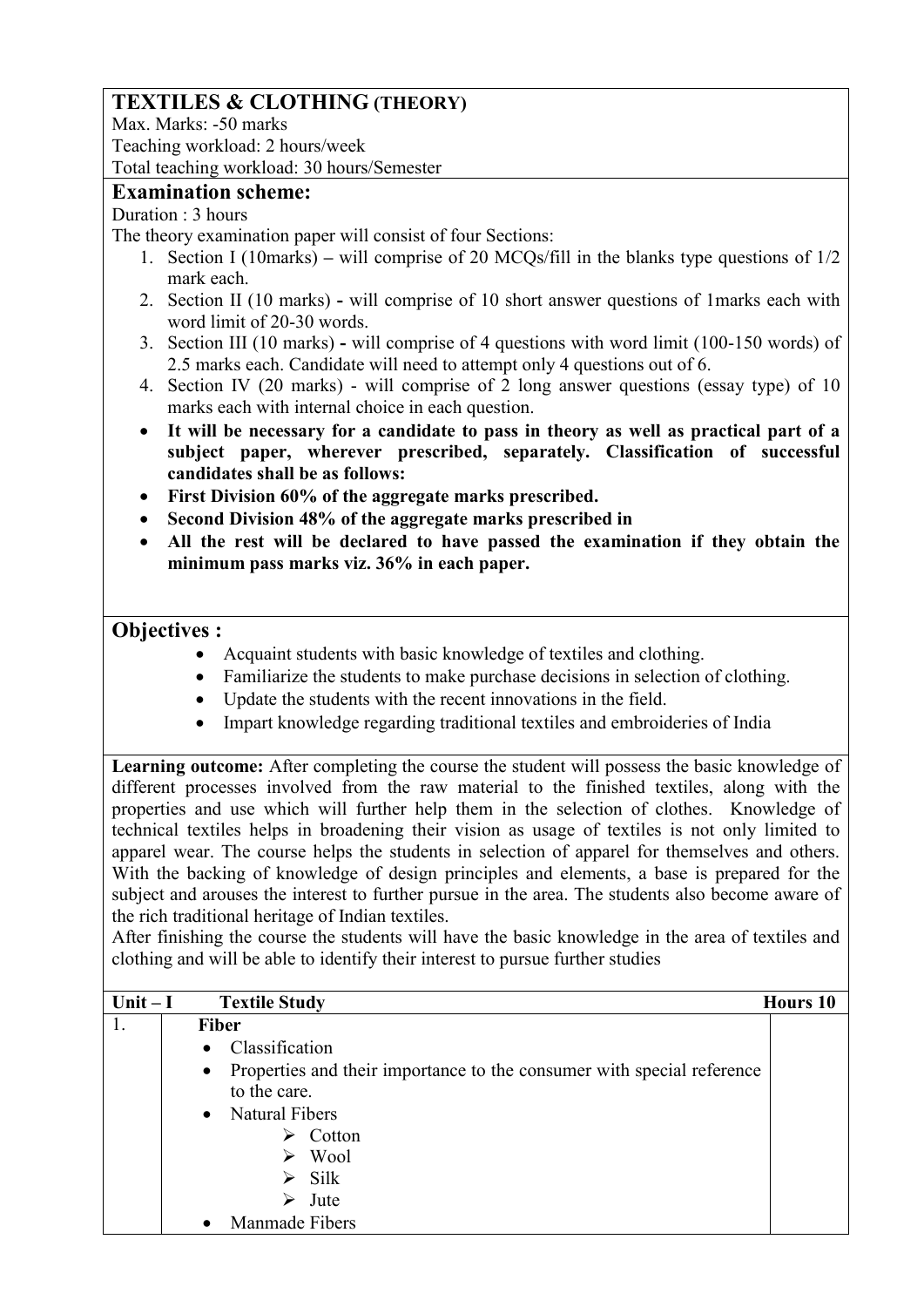## TEXTILES & CLOTHING (THEORY)

Max. Marks: -50 marks
Teaching workload: 2 hours/week
Total teaching workload: 30 hours/Semester

### Examination scheme:

Duration : 3 hours

The theory examination paper will consist of four Sections:

1. Section I (10marks) – will comprise of 20 MCQs/fill in the blanks type questions of 1/2 mark each.
2. Section II (10 marks) - will comprise of 10 short answer questions of 1marks each with word limit of 20-30 words.
3. Section III (10 marks) - will comprise of 4 questions with word limit (100-150 words) of 2.5 marks each. Candidate will need to attempt only 4 questions out of 6.
4. Section IV (20 marks) - will comprise of 2 long answer questions (essay type) of 10 marks each with internal choice in each question.

- **It will be necessary for a candidate to pass in theory as well as practical part of a subject paper, wherever prescribed, separately. Classification of successful candidates shall be as follows:**
- **First Division 60% of the aggregate marks prescribed.**
- **Second Division 48% of the aggregate marks prescribed in**
- **All the rest will be declared to have passed the examination if they obtain the minimum pass marks viz. 36% in each paper.**

### Objectives :

- Acquaint students with basic knowledge of textiles and clothing.
- Familiarize the students to make purchase decisions in selection of clothing.
- Update the students with the recent innovations in the field.
- Impart knowledge regarding traditional textiles and embroideries of India

**Learning outcome:** After completing the course the student will possess the basic knowledge of different processes involved from the raw material to the finished textiles, along with the properties and use which will further help them in the selection of clothes. Knowledge of technical textiles helps in broadening their vision as usage of textiles is not only limited to apparel wear. The course helps the students in selection of apparel for themselves and others. With the backing of knowledge of design principles and elements, a base is prepared for the subject and arouses the interest to further pursue in the area. The students also become aware of the rich traditional heritage of Indian textiles.

After finishing the course the students will have the basic knowledge in the area of textiles and clothing and will be able to identify their interest to pursue further studies

| Unit – I | Textile Study | Hours 10 |
|---|---|---|
| 1. | **Fiber**<br>• Classification<br>• Properties and their importance to the consumer with special reference to the care.<br>• Natural Fibers<br>&nbsp;&nbsp;➢ Cotton<br>&nbsp;&nbsp;➢ Wool<br>&nbsp;&nbsp;➢ Silk<br>&nbsp;&nbsp;➢ Jute<br>• Manmade Fibers | |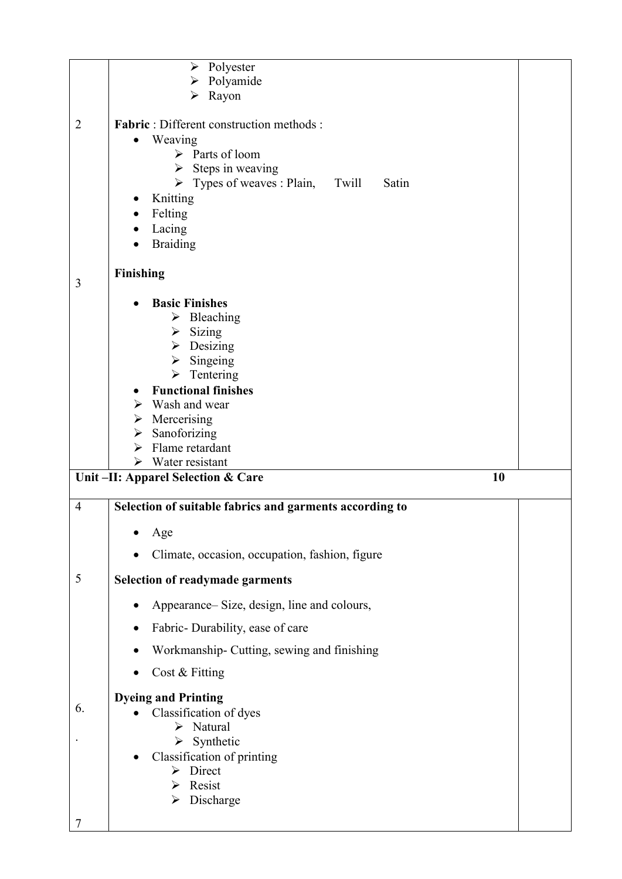| | | |
|---|---|---|
| | - Polyester<br>- Polyamide<br>- Rayon | |
| 2 | **Fabric** : Different construction methods :<br>• Weaving<br>  - Parts of loom<br>  - Steps in weaving<br>  - Types of weaves : Plain, Twill Satin<br>• Knitting<br>• Felting<br>• Lacing<br>• Braiding | |
| 3 | **Finishing**<br>• **Basic Finishes**<br>  - Bleaching<br>  - Sizing<br>  - Desizing<br>  - Singeing<br>  - Tentering<br>• **Functional finishes**<br>- Wash and wear<br>- Mercerising<br>- Sanoforizing<br>- Flame retardant<br>- Water resistant | |
| **Unit –II: Apparel Selection & Care** | | **10** |
| 4 | **Selection of suitable fabrics and garments according to**<br>• Age<br>• Climate, occasion, occupation, fashion, figure | |
| 5 | **Selection of readymade garments**<br>• Appearance– Size, design, line and colours,<br>• Fabric- Durability, ease of care<br>• Workmanship- Cutting, sewing and finishing<br>• Cost & Fitting | |
| 6.<br>. | **Dyeing and Printing**<br>• Classification of dyes<br>  - Natural<br>  - Synthetic<br>• Classification of printing<br>  - Direct<br>  - Resist<br>  - Discharge | |
| 7 | | |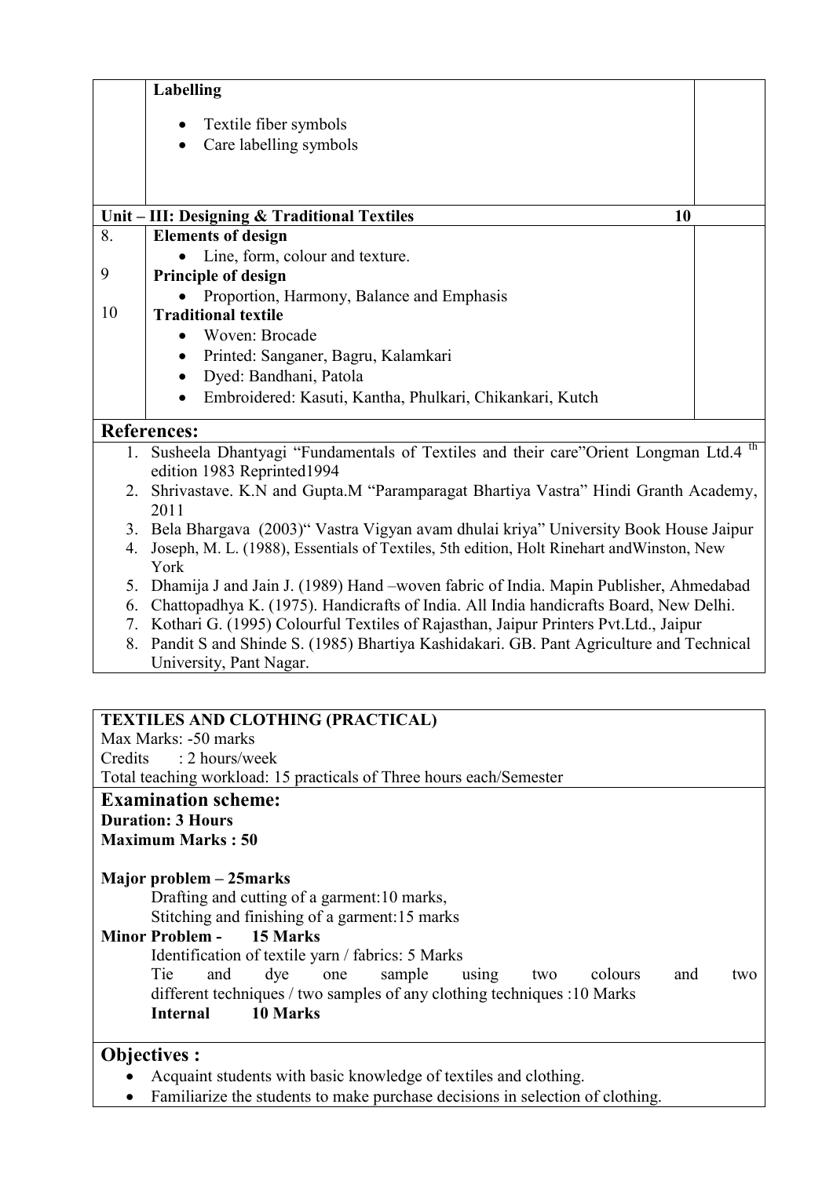| | **Labelling**<br>• Textile fiber symbols<br>• Care labelling symbols | |
|---|---|---|
| **Unit – III: Designing & Traditional Textiles** | | **10** |
| 8. | **Elements of design**<br>• Line, form, colour and texture. | |
| 9 | **Principle of design**<br>• Proportion, Harmony, Balance and Emphasis | |
| 10 | **Traditional textile**<br>• Woven: Brocade<br>• Printed: Sanganer, Bagru, Kalamkari<br>• Dyed: Bandhani, Patola<br>• Embroidered: Kasuti, Kantha, Phulkari, Chikankari, Kutch | |

## References:

1. Susheela Dhantyagi "Fundamentals of Textiles and their care"Orient Longman Ltd.4 th edition 1983 Reprinted1994
2. Shrivastave. K.N and Gupta.M "Paramparagat Bhartiya Vastra" Hindi Granth Academy, 2011
3. Bela Bhargava (2003)" Vastra Vigyan avam dhulai kriya" University Book House Jaipur
4. Joseph, M. L. (1988), Essentials of Textiles, 5th edition, Holt Rinehart andWinston, New York
5. Dhamija J and Jain J. (1989) Hand –woven fabric of India. Mapin Publisher, Ahmedabad
6. Chattopadhya K. (1975). Handicrafts of India. All India handicrafts Board, New Delhi.
7. Kothari G. (1995) Colourful Textiles of Rajasthan, Jaipur Printers Pvt.Ltd., Jaipur
8. Pandit S and Shinde S. (1985) Bhartiya Kashidakari. GB. Pant Agriculture and Technical University, Pant Nagar.

**TEXTILES AND CLOTHING (PRACTICAL)**

Max Marks: -50 marks
Credits : 2 hours/week
Total teaching workload: 15 practicals of Three hours each/Semester

## Examination scheme:

**Duration: 3 Hours**
**Maximum Marks : 50**

**Major problem – 25marks**

Drafting and cutting of a garment:10 marks,
Stitching and finishing of a garment:15 marks

**Minor Problem - 15 Marks**

Identification of textile yarn / fabrics: 5 Marks
Tie and dye one sample using two colours and two different techniques / two samples of any clothing techniques :10 Marks

**Internal 10 Marks**

## Objectives :

- Acquaint students with basic knowledge of textiles and clothing.
- Familiarize the students to make purchase decisions in selection of clothing.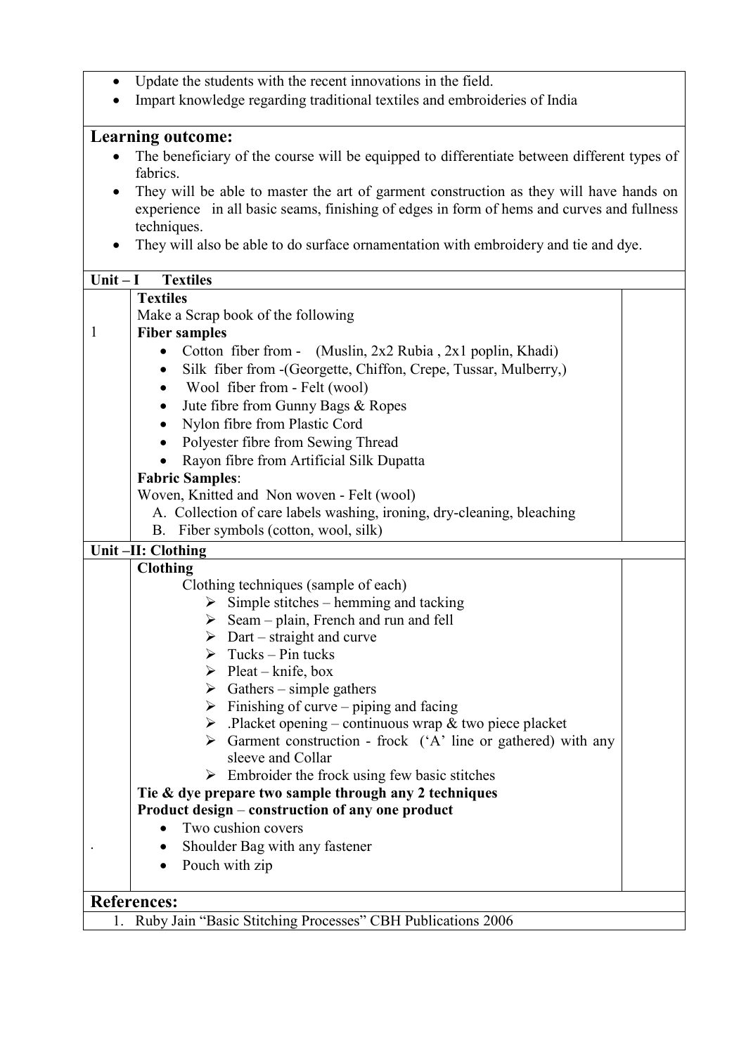- Update the students with the recent innovations in the field.
- Impart knowledge regarding traditional textiles and embroideries of India

## Learning outcome:

- The beneficiary of the course will be equipped to differentiate between different types of fabrics.
- They will be able to master the art of garment construction as they will have hands on experience in all basic seams, finishing of edges in form of hems and curves and fullness techniques.
- They will also be able to do surface ornamentation with embroidery and tie and dye.

**Unit – I Textiles**

1

**Textiles**

Make a Scrap book of the following

**Fiber samples**

- Cotton fiber from - (Muslin, 2x2 Rubia , 2x1 poplin, Khadi)
- Silk fiber from -(Georgette, Chiffon, Crepe, Tussar, Mulberry,)
- Wool fiber from - Felt (wool)
- Jute fibre from Gunny Bags & Ropes
- Nylon fibre from Plastic Cord
- Polyester fibre from Sewing Thread
- Rayon fibre from Artificial Silk Dupatta

**Fabric Samples**:

Woven, Knitted and Non woven - Felt (wool)

A. Collection of care labels washing, ironing, dry-cleaning, bleaching
B. Fiber symbols (cotton, wool, silk)

**Unit –II: Clothing**

**Clothing**

Clothing techniques (sample of each)

- Simple stitches – hemming and tacking
- Seam – plain, French and run and fell
- Dart – straight and curve
- Tucks – Pin tucks
- Pleat – knife, box
- Gathers – simple gathers
- Finishing of curve – piping and facing
- .Placket opening – continuous wrap & two piece placket
- Garment construction - frock ('A' line or gathered) with any sleeve and Collar
- Embroider the frock using few basic stitches

**Tie & dye prepare two sample through any 2 techniques**

**Product design – construction of any one product**

- Two cushion covers
- Shoulder Bag with any fastener
- Pouch with zip

## References:

1. Ruby Jain "Basic Stitching Processes" CBH Publications 2006